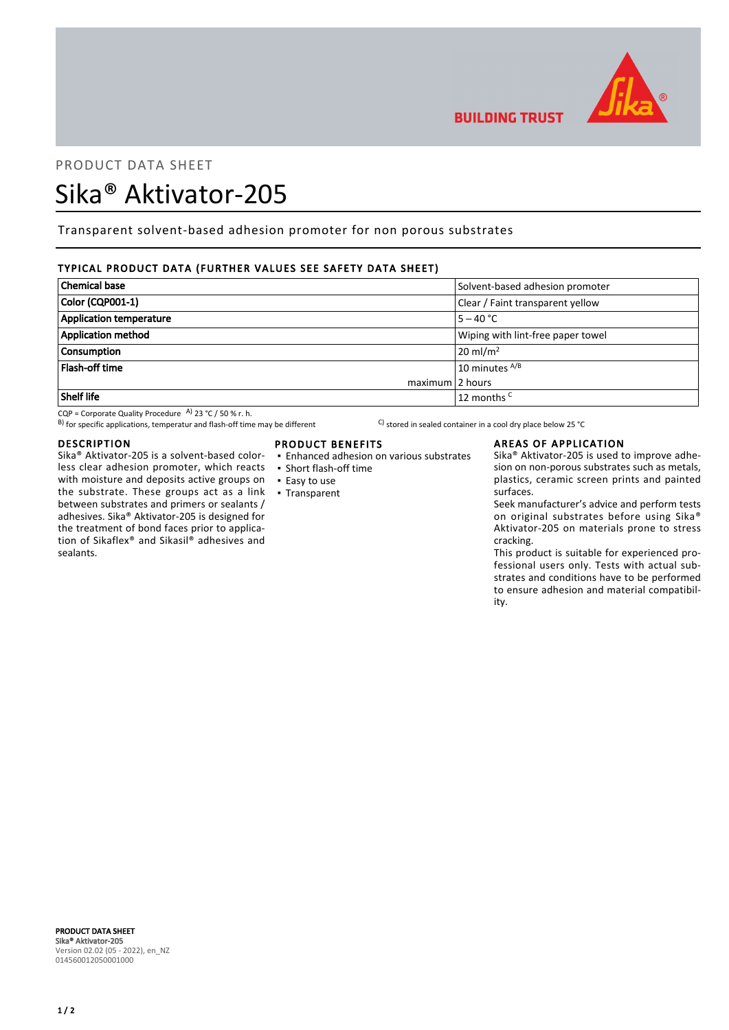PRODUCT DATA SHEET

# Sika® Aktivator-205

Transparent solvent-based adhesion promoter for non porous substrates

## TYPICAL PRODUCT DATA (FURTHER VALUES SEE SAFETY DATA SHEET)

| | |
|---|---|
| **Chemical base** | Solvent-based adhesion promoter |
| **Color (CQP001-1)** | Clear / Faint transparent yellow |
| **Application temperature** | 5 – 40 °C |
| **Application method** | Wiping with lint-free paper towel |
| **Consumption** | 20 ml/m$^2$ |
| **Flash-off time** | 10 minutes [A/B] |
| maximum | 2 hours |
| **Shelf life** | 12 months [C] |

CQP = Corporate Quality Procedure [A] 23 °C / 50 % r. h.
[B] for specific applications, temperatur and flash-off time may be different
[C] stored in sealed container in a cool dry place below 25 °C

## DESCRIPTION

Sika® Aktivator-205 is a solvent-based colorless clear adhesion promoter, which reacts with moisture and deposits active groups on the substrate. These groups act as a link between substrates and primers or sealants / adhesives. Sika® Aktivator-205 is designed for the treatment of bond faces prior to application of Sikaflex® and Sikasil® adhesives and sealants.

## PRODUCT BENEFITS

- Enhanced adhesion on various substrates
- Short flash-off time
- Easy to use
- Transparent

## AREAS OF APPLICATION

Sika® Aktivator-205 is used to improve adhesion on non-porous substrates such as metals, plastics, ceramic screen prints and painted surfaces.

Seek manufacturer's advice and perform tests on original substrates before using Sika® Aktivator-205 on materials prone to stress cracking.

This product is suitable for experienced professional users only. Tests with actual substrates and conditions have to be performed to ensure adhesion and material compatibility.

**PRODUCT DATA SHEET**
**Sika® Aktivator-205**
Version 02.02 (05 - 2022), en_NZ
014560012050001000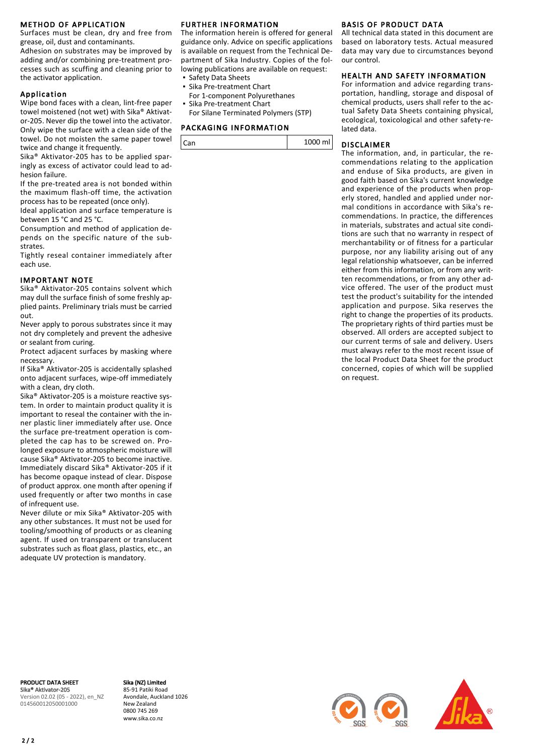## METHOD OF APPLICATION

Surfaces must be clean, dry and free from grease, oil, dust and contaminants.

Adhesion on substrates may be improved by adding and/or combining pre-treatment processes such as scuffing and cleaning prior to the activator application.

### Application

Wipe bond faces with a clean, lint-free paper towel moistened (not wet) with Sika® Aktivator-205. Never dip the towel into the activator. Only wipe the surface with a clean side of the towel. Do not moisten the same paper towel twice and change it frequently.

Sika® Aktivator-205 has to be applied sparingly as excess of activator could lead to adhesion failure.

If the pre-treated area is not bonded within the maximum flash-off time, the activation process has to be repeated (once only).

Ideal application and surface temperature is between 15 °C and 25 °C.

Consumption and method of application depends on the specific nature of the substrates.

Tightly reseal container immediately after each use.

## IMPORTANT NOTE

Sika® Aktivator-205 contains solvent which may dull the surface finish of some freshly applied paints. Preliminary trials must be carried out.

Never apply to porous substrates since it may not dry completely and prevent the adhesive or sealant from curing.

Protect adjacent surfaces by masking where necessary.

If Sika® Aktivator-205 is accidentally splashed onto adjacent surfaces, wipe-off immediately with a clean, dry cloth.

Sika® Aktivator-205 is a moisture reactive system. In order to maintain product quality it is important to reseal the container with the inner plastic liner immediately after use. Once the surface pre-treatment operation is completed the cap has to be screwed on. Prolonged exposure to atmospheric moisture will cause Sika® Aktivator-205 to become inactive. Immediately discard Sika® Aktivator-205 if it has become opaque instead of clear. Dispose of product approx. one month after opening if used frequently or after two months in case of infrequent use.

Never dilute or mix Sika® Aktivator-205 with any other substances. It must not be used for tooling/smoothing of products or as cleaning agent. If used on transparent or translucent substrates such as float glass, plastics, etc., an adequate UV protection is mandatory.

## FURTHER INFORMATION

The information herein is offered for general guidance only. Advice on specific applications is available on request from the Technical Department of Sika Industry. Copies of the following publications are available on request:

- Safety Data Sheets
- Sika Pre-treatment Chart  
  For 1-component Polyurethanes
- Sika Pre-treatment Chart  
  For Silane Terminated Polymers (STP)

## PACKAGING INFORMATION

| | |
|---|---|
| Can | 1000 ml |

## BASIS OF PRODUCT DATA

All technical data stated in this document are based on laboratory tests. Actual measured data may vary due to circumstances beyond our control.

## HEALTH AND SAFETY INFORMATION

For information and advice regarding transportation, handling, storage and disposal of chemical products, users shall refer to the actual Safety Data Sheets containing physical, ecological, toxicological and other safety-related data.

## DISCLAIMER

The information, and, in particular, the recommendations relating to the application and enduse of Sika products, are given in good faith based on Sika's current knowledge and experience of the products when properly stored, handled and applied under normal conditions in accordance with Sika's recommendations. In practice, the differences in materials, substrates and actual site conditions are such that no warranty in respect of merchantability or of fitness for a particular purpose, nor any liability arising out of any legal relationship whatsoever, can be inferred either from this information, or from any written recommendations, or from any other advice offered. The user of the product must test the product's suitability for the intended application and purpose. Sika reserves the right to change the properties of its products. The proprietary rights of third parties must be observed. All orders are accepted subject to our current terms of sale and delivery. Users must always refer to the most recent issue of the local Product Data Sheet for the product concerned, copies of which will be supplied on request.

**PRODUCT DATA SHEET**  
**Sika® Aktivator-205**  
Version 02.02 (05 - 2022), en_NZ  
014560012050001000

**Sika (NZ) Limited**  
85-91 Patiki Road  
Avondale, Auckland 1026  
New Zealand  
0800 745 269  
www.sika.co.nz